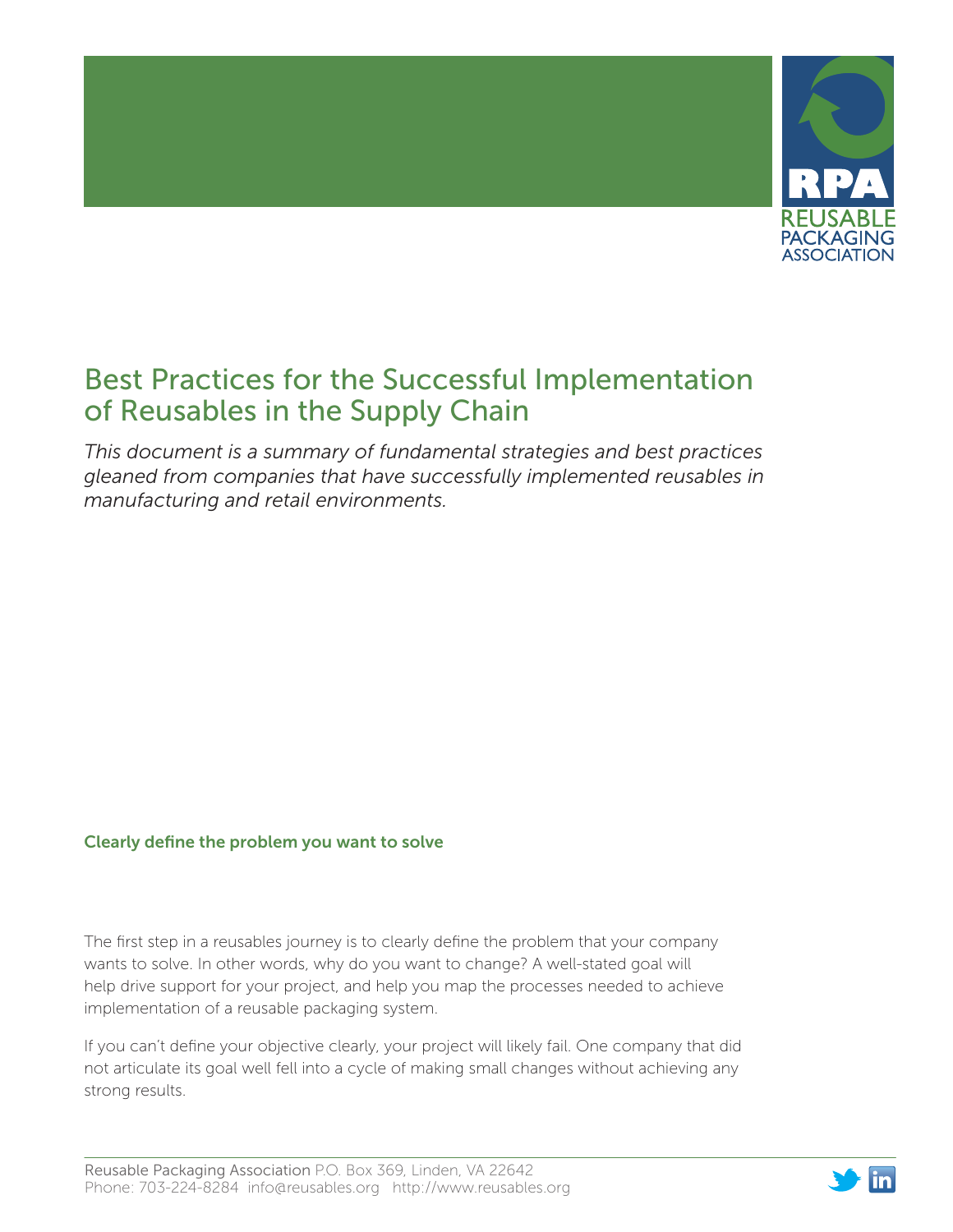# Best Practices for the Successful Implementation of Reusables in the Supply Chain

*This document is a summary of fundamental strategies and best practices gleaned from companies that have successfully implemented reusables in manufacturing and retail environments.*

## Clearly define the problem you want to solve

The first step in a reusables journey is to clearly define the problem that your company wants to solve. In other words, why do you want to change? A well-stated goal will help drive support for your project, and help you map the processes needed to achieve implementation of a reusable packaging system.

If you can't define your objective clearly, your project will likely fail. One company that did not articulate its goal well fell into a cycle of making small changes without achieving any strong results.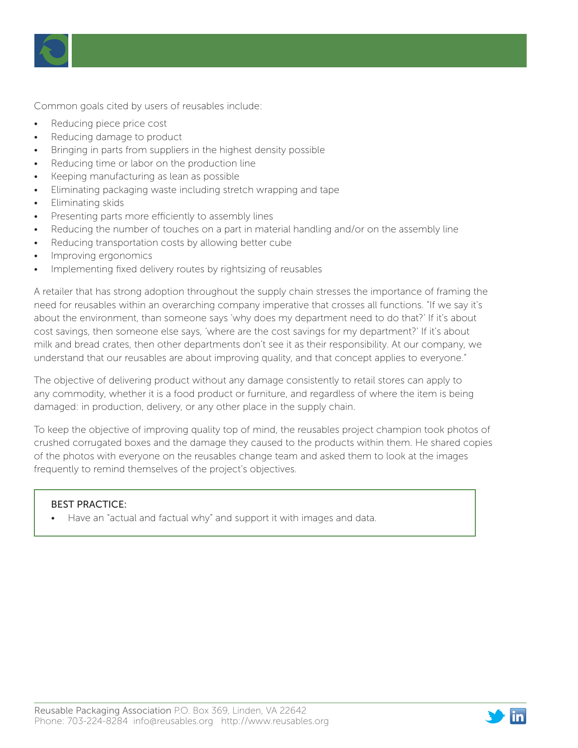Common goals cited by users of reusables include:

- Reducing piece price cost
- Reducing damage to product
- Bringing in parts from suppliers in the highest density possible
- Reducing time or labor on the production line
- Keeping manufacturing as lean as possible
- Eliminating packaging waste including stretch wrapping and tape
- Eliminating skids
- Presenting parts more efficiently to assembly lines
- Reducing the number of touches on a part in material handling and/or on the assembly line
- Reducing transportation costs by allowing better cube
- Improving ergonomics
- Implementing fixed delivery routes by rightsizing of reusables

A retailer that has strong adoption throughout the supply chain stresses the importance of framing the need for reusables within an overarching company imperative that crosses all functions. "If we say it's about the environment, than someone says 'why does my department need to do that?' If it's about cost savings, then someone else says, 'where are the cost savings for my department?' If it's about milk and bread crates, then other departments don't see it as their responsibility. At our company, we understand that our reusables are about improving quality, and that concept applies to everyone."

The objective of delivering product without any damage consistently to retail stores can apply to any commodity, whether it is a food product or furniture, and regardless of where the item is being damaged: in production, delivery, or any other place in the supply chain.

To keep the objective of improving quality top of mind, the reusables project champion took photos of crushed corrugated boxes and the damage they caused to the products within them. He shared copies of the photos with everyone on the reusables change team and asked them to look at the images frequently to remind themselves of the project's objectives.

**BEST PRACTICE:**

- Have an "actual and factual why" and support it with images and data.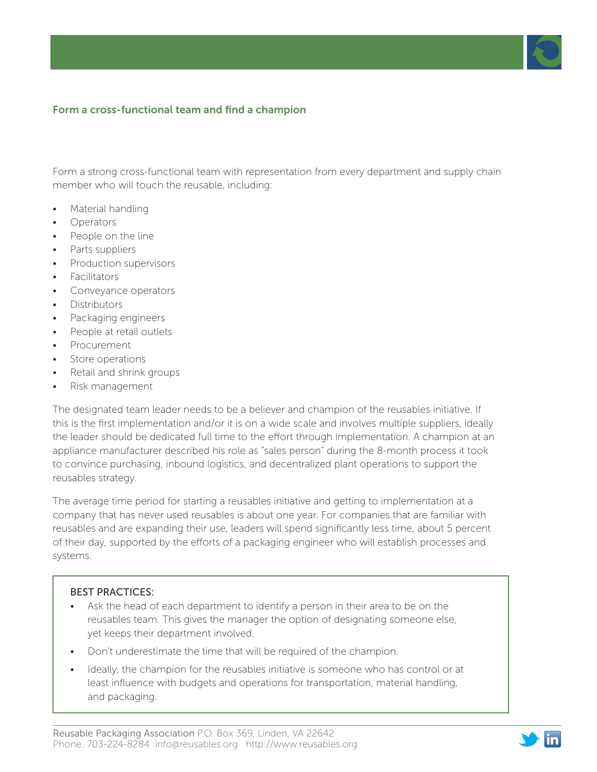## Form a cross-functional team and find a champion

Form a strong cross-functional team with representation from every department and supply chain member who will touch the reusable, including:

- Material handling
- Operators
- People on the line
- Parts suppliers
- Production supervisors
- Facilitators
- Conveyance operators
- Distributors
- Packaging engineers
- People at retail outlets
- Procurement
- Store operations
- Retail and shrink groups
- Risk management

The designated team leader needs to be a believer and champion of the reusables initiative. If this is the first implementation and/or it is on a wide scale and involves multiple suppliers, ideally the leader should be dedicated full time to the effort through implementation. A champion at an appliance manufacturer described his role as "sales person" during the 8-month process it took to convince purchasing, inbound logistics, and decentralized plant operations to support the reusables strategy.

The average time period for starting a reusables initiative and getting to implementation at a company that has never used reusables is about one year. For companies that are familiar with reusables and are expanding their use, leaders will spend significantly less time, about 5 percent of their day, supported by the efforts of a packaging engineer who will establish processes and systems.

BEST PRACTICES:

- Ask the head of each department to identify a person in their area to be on the reusables team. This gives the manager the option of designating someone else, yet keeps their department involved.
- Don't underestimate the time that will be required of the champion.
- Ideally, the champion for the reusables initiative is someone who has control or at least influence with budgets and operations for transportation, material handling, and packaging.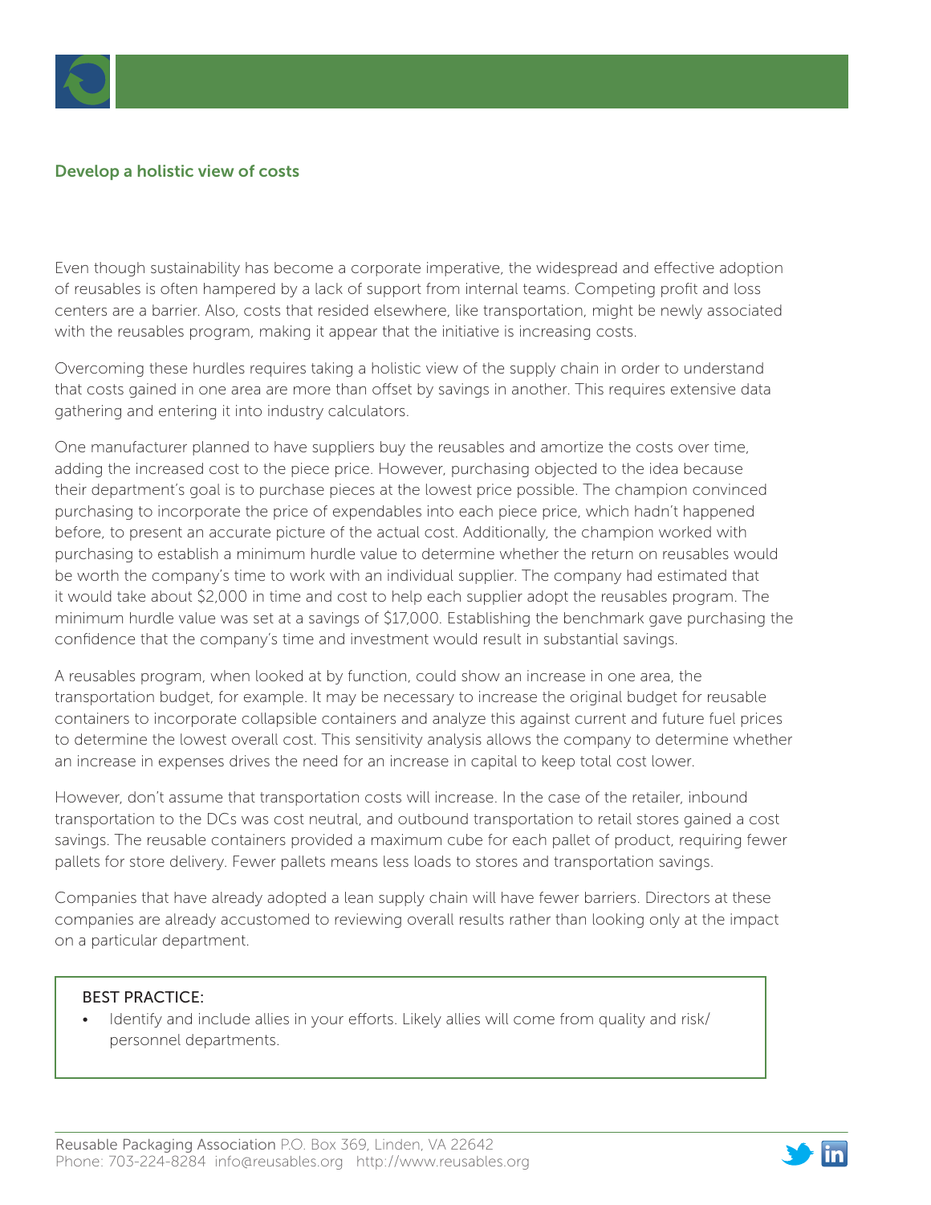## Develop a holistic view of costs

Even though sustainability has become a corporate imperative, the widespread and effective adoption of reusables is often hampered by a lack of support from internal teams. Competing profit and loss centers are a barrier. Also, costs that resided elsewhere, like transportation, might be newly associated with the reusables program, making it appear that the initiative is increasing costs.

Overcoming these hurdles requires taking a holistic view of the supply chain in order to understand that costs gained in one area are more than offset by savings in another. This requires extensive data gathering and entering it into industry calculators.

One manufacturer planned to have suppliers buy the reusables and amortize the costs over time, adding the increased cost to the piece price. However, purchasing objected to the idea because their department's goal is to purchase pieces at the lowest price possible. The champion convinced purchasing to incorporate the price of expendables into each piece price, which hadn't happened before, to present an accurate picture of the actual cost. Additionally, the champion worked with purchasing to establish a minimum hurdle value to determine whether the return on reusables would be worth the company's time to work with an individual supplier. The company had estimated that it would take about $2,000 in time and cost to help each supplier adopt the reusables program. The minimum hurdle value was set at a savings of $17,000. Establishing the benchmark gave purchasing the confidence that the company's time and investment would result in substantial savings.

A reusables program, when looked at by function, could show an increase in one area, the transportation budget, for example. It may be necessary to increase the original budget for reusable containers to incorporate collapsible containers and analyze this against current and future fuel prices to determine the lowest overall cost. This sensitivity analysis allows the company to determine whether an increase in expenses drives the need for an increase in capital to keep total cost lower.

However, don't assume that transportation costs will increase. In the case of the retailer, inbound transportation to the DCs was cost neutral, and outbound transportation to retail stores gained a cost savings. The reusable containers provided a maximum cube for each pallet of product, requiring fewer pallets for store delivery. Fewer pallets means less loads to stores and transportation savings.

Companies that have already adopted a lean supply chain will have fewer barriers. Directors at these companies are already accustomed to reviewing overall results rather than looking only at the impact on a particular department.

> BEST PRACTICE:
>
> - Identify and include allies in your efforts. Likely allies will come from quality and risk/personnel departments.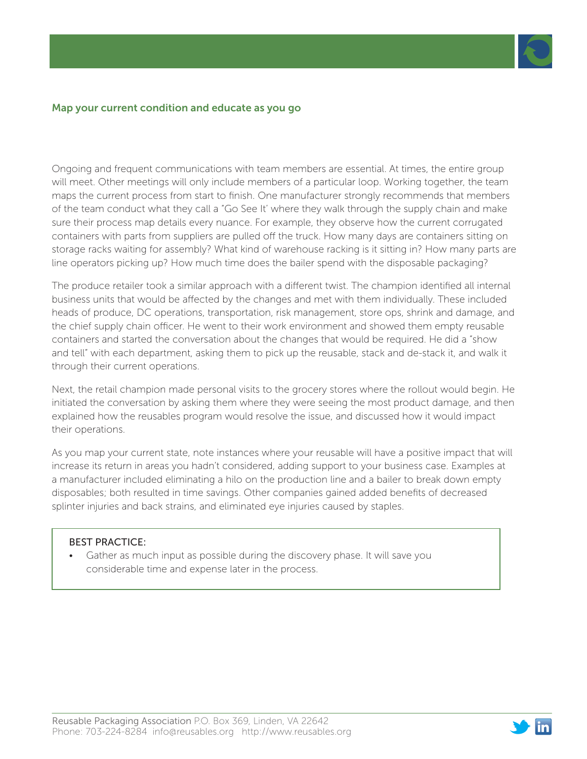## Map your current condition and educate as you go

Ongoing and frequent communications with team members are essential. At times, the entire group will meet. Other meetings will only include members of a particular loop. Working together, the team maps the current process from start to finish. One manufacturer strongly recommends that members of the team conduct what they call a "Go See It' where they walk through the supply chain and make sure their process map details every nuance. For example, they observe how the current corrugated containers with parts from suppliers are pulled off the truck. How many days are containers sitting on storage racks waiting for assembly? What kind of warehouse racking is it sitting in? How many parts are line operators picking up? How much time does the bailer spend with the disposable packaging?

The produce retailer took a similar approach with a different twist. The champion identified all internal business units that would be affected by the changes and met with them individually. These included heads of produce, DC operations, transportation, risk management, store ops, shrink and damage, and the chief supply chain officer. He went to their work environment and showed them empty reusable containers and started the conversation about the changes that would be required. He did a "show and tell" with each department, asking them to pick up the reusable, stack and de-stack it, and walk it through their current operations.

Next, the retail champion made personal visits to the grocery stores where the rollout would begin. He initiated the conversation by asking them where they were seeing the most product damage, and then explained how the reusables program would resolve the issue, and discussed how it would impact their operations.

As you map your current state, note instances where your reusable will have a positive impact that will increase its return in areas you hadn't considered, adding support to your business case. Examples at a manufacturer included eliminating a hilo on the production line and a bailer to break down empty disposables; both resulted in time savings. Other companies gained added benefits of decreased splinter injuries and back strains, and eliminated eye injuries caused by staples.

> BEST PRACTICE:
>
> - Gather as much input as possible during the discovery phase. It will save you considerable time and expense later in the process.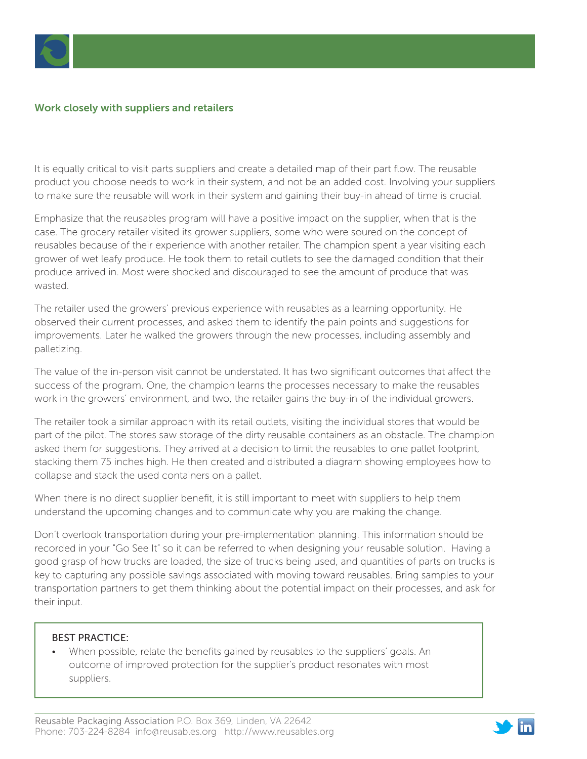## Work closely with suppliers and retailers

It is equally critical to visit parts suppliers and create a detailed map of their part flow. The reusable product you choose needs to work in their system, and not be an added cost. Involving your suppliers to make sure the reusable will work in their system and gaining their buy-in ahead of time is crucial.

Emphasize that the reusables program will have a positive impact on the supplier, when that is the case. The grocery retailer visited its grower suppliers, some who were soured on the concept of reusables because of their experience with another retailer. The champion spent a year visiting each grower of wet leafy produce. He took them to retail outlets to see the damaged condition that their produce arrived in. Most were shocked and discouraged to see the amount of produce that was wasted.

The retailer used the growers' previous experience with reusables as a learning opportunity. He observed their current processes, and asked them to identify the pain points and suggestions for improvements. Later he walked the growers through the new processes, including assembly and palletizing.

The value of the in-person visit cannot be understated. It has two significant outcomes that affect the success of the program. One, the champion learns the processes necessary to make the reusables work in the growers' environment, and two, the retailer gains the buy-in of the individual growers.

The retailer took a similar approach with its retail outlets, visiting the individual stores that would be part of the pilot. The stores saw storage of the dirty reusable containers as an obstacle. The champion asked them for suggestions. They arrived at a decision to limit the reusables to one pallet footprint, stacking them 75 inches high. He then created and distributed a diagram showing employees how to collapse and stack the used containers on a pallet.

When there is no direct supplier benefit, it is still important to meet with suppliers to help them understand the upcoming changes and to communicate why you are making the change.

Don't overlook transportation during your pre-implementation planning. This information should be recorded in your "Go See It" so it can be referred to when designing your reusable solution. Having a good grasp of how trucks are loaded, the size of trucks being used, and quantities of parts on trucks is key to capturing any possible savings associated with moving toward reusables. Bring samples to your transportation partners to get them thinking about the potential impact on their processes, and ask for their input.

BEST PRACTICE:

- When possible, relate the benefits gained by reusables to the suppliers' goals. An outcome of improved protection for the supplier's product resonates with most suppliers.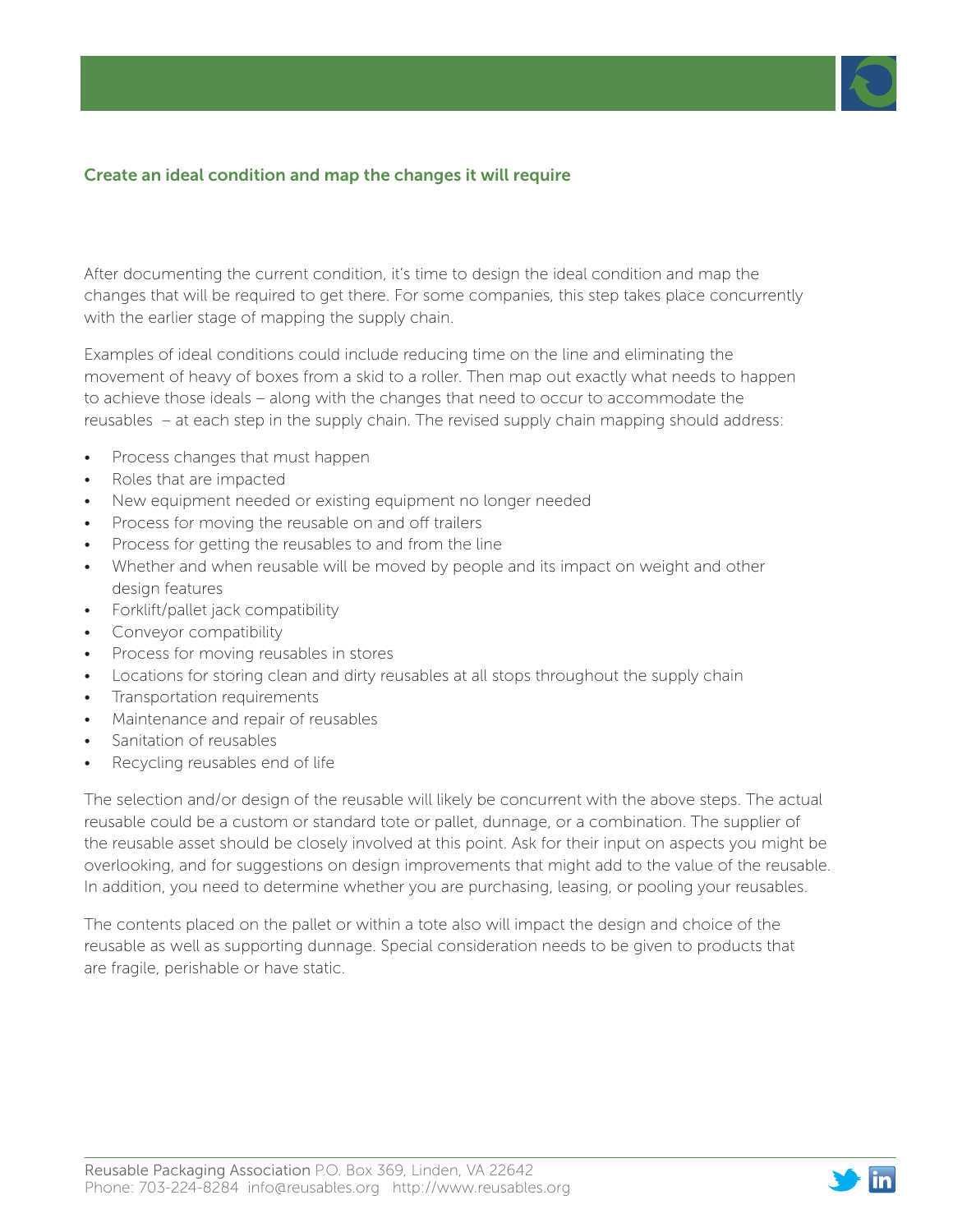## Create an ideal condition and map the changes it will require

After documenting the current condition, it's time to design the ideal condition and map the changes that will be required to get there. For some companies, this step takes place concurrently with the earlier stage of mapping the supply chain.

Examples of ideal conditions could include reducing time on the line and eliminating the movement of heavy of boxes from a skid to a roller. Then map out exactly what needs to happen to achieve those ideals – along with the changes that need to occur to accommodate the reusables – at each step in the supply chain. The revised supply chain mapping should address:

- Process changes that must happen
- Roles that are impacted
- New equipment needed or existing equipment no longer needed
- Process for moving the reusable on and off trailers
- Process for getting the reusables to and from the line
- Whether and when reusable will be moved by people and its impact on weight and other design features
- Forklift/pallet jack compatibility
- Conveyor compatibility
- Process for moving reusables in stores
- Locations for storing clean and dirty reusables at all stops throughout the supply chain
- Transportation requirements
- Maintenance and repair of reusables
- Sanitation of reusables
- Recycling reusables end of life

The selection and/or design of the reusable will likely be concurrent with the above steps. The actual reusable could be a custom or standard tote or pallet, dunnage, or a combination. The supplier of the reusable asset should be closely involved at this point. Ask for their input on aspects you might be overlooking, and for suggestions on design improvements that might add to the value of the reusable. In addition, you need to determine whether you are purchasing, leasing, or pooling your reusables.

The contents placed on the pallet or within a tote also will impact the design and choice of the reusable as well as supporting dunnage. Special consideration needs to be given to products that are fragile, perishable or have static.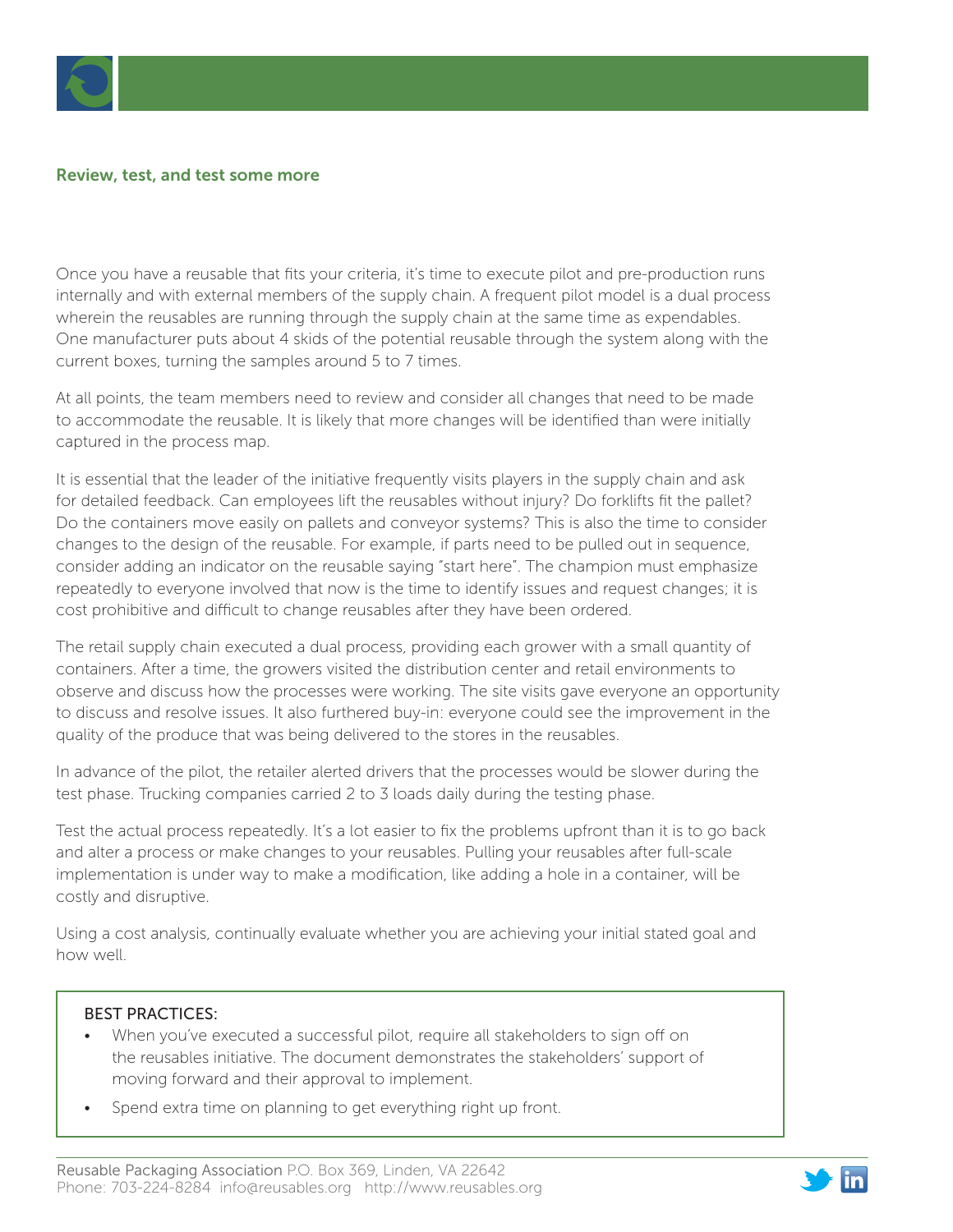## Review, test, and test some more

Once you have a reusable that fits your criteria, it's time to execute pilot and pre-production runs internally and with external members of the supply chain. A frequent pilot model is a dual process wherein the reusables are running through the supply chain at the same time as expendables. One manufacturer puts about 4 skids of the potential reusable through the system along with the current boxes, turning the samples around 5 to 7 times.

At all points, the team members need to review and consider all changes that need to be made to accommodate the reusable. It is likely that more changes will be identified than were initially captured in the process map.

It is essential that the leader of the initiative frequently visits players in the supply chain and ask for detailed feedback. Can employees lift the reusables without injury? Do forklifts fit the pallet? Do the containers move easily on pallets and conveyor systems? This is also the time to consider changes to the design of the reusable. For example, if parts need to be pulled out in sequence, consider adding an indicator on the reusable saying "start here". The champion must emphasize repeatedly to everyone involved that now is the time to identify issues and request changes; it is cost prohibitive and difficult to change reusables after they have been ordered.

The retail supply chain executed a dual process, providing each grower with a small quantity of containers. After a time, the growers visited the distribution center and retail environments to observe and discuss how the processes were working. The site visits gave everyone an opportunity to discuss and resolve issues. It also furthered buy-in: everyone could see the improvement in the quality of the produce that was being delivered to the stores in the reusables.

In advance of the pilot, the retailer alerted drivers that the processes would be slower during the test phase. Trucking companies carried 2 to 3 loads daily during the testing phase.

Test the actual process repeatedly. It's a lot easier to fix the problems upfront than it is to go back and alter a process or make changes to your reusables. Pulling your reusables after full-scale implementation is under way to make a modification, like adding a hole in a container, will be costly and disruptive.

Using a cost analysis, continually evaluate whether you are achieving your initial stated goal and how well.

BEST PRACTICES:

- When you've executed a successful pilot, require all stakeholders to sign off on the reusables initiative. The document demonstrates the stakeholders' support of moving forward and their approval to implement.
- Spend extra time on planning to get everything right up front.

Reusable Packaging Association P.O. Box 369, Linden, VA 22642
Phone: 703-224-8284 info@reusables.org http://www.reusables.org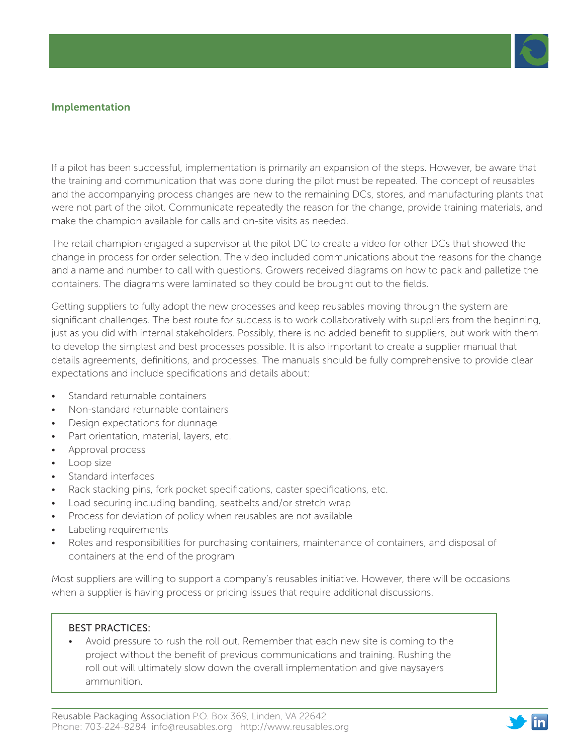## Implementation

If a pilot has been successful, implementation is primarily an expansion of the steps. However, be aware that the training and communication that was done during the pilot must be repeated. The concept of reusables and the accompanying process changes are new to the remaining DCs, stores, and manufacturing plants that were not part of the pilot. Communicate repeatedly the reason for the change, provide training materials, and make the champion available for calls and on-site visits as needed.

The retail champion engaged a supervisor at the pilot DC to create a video for other DCs that showed the change in process for order selection. The video included communications about the reasons for the change and a name and number to call with questions. Growers received diagrams on how to pack and palletize the containers. The diagrams were laminated so they could be brought out to the fields.

Getting suppliers to fully adopt the new processes and keep reusables moving through the system are significant challenges. The best route for success is to work collaboratively with suppliers from the beginning, just as you did with internal stakeholders. Possibly, there is no added benefit to suppliers, but work with them to develop the simplest and best processes possible. It is also important to create a supplier manual that details agreements, definitions, and processes. The manuals should be fully comprehensive to provide clear expectations and include specifications and details about:

- Standard returnable containers
- Non-standard returnable containers
- Design expectations for dunnage
- Part orientation, material, layers, etc.
- Approval process
- Loop size
- Standard interfaces
- Rack stacking pins, fork pocket specifications, caster specifications, etc.
- Load securing including banding, seatbelts and/or stretch wrap
- Process for deviation of policy when reusables are not available
- Labeling requirements
- Roles and responsibilities for purchasing containers, maintenance of containers, and disposal of containers at the end of the program

Most suppliers are willing to support a company's reusables initiative. However, there will be occasions when a supplier is having process or pricing issues that require additional discussions.

BEST PRACTICES:

- Avoid pressure to rush the roll out. Remember that each new site is coming to the project without the benefit of previous communications and training. Rushing the roll out will ultimately slow down the overall implementation and give naysayers ammunition.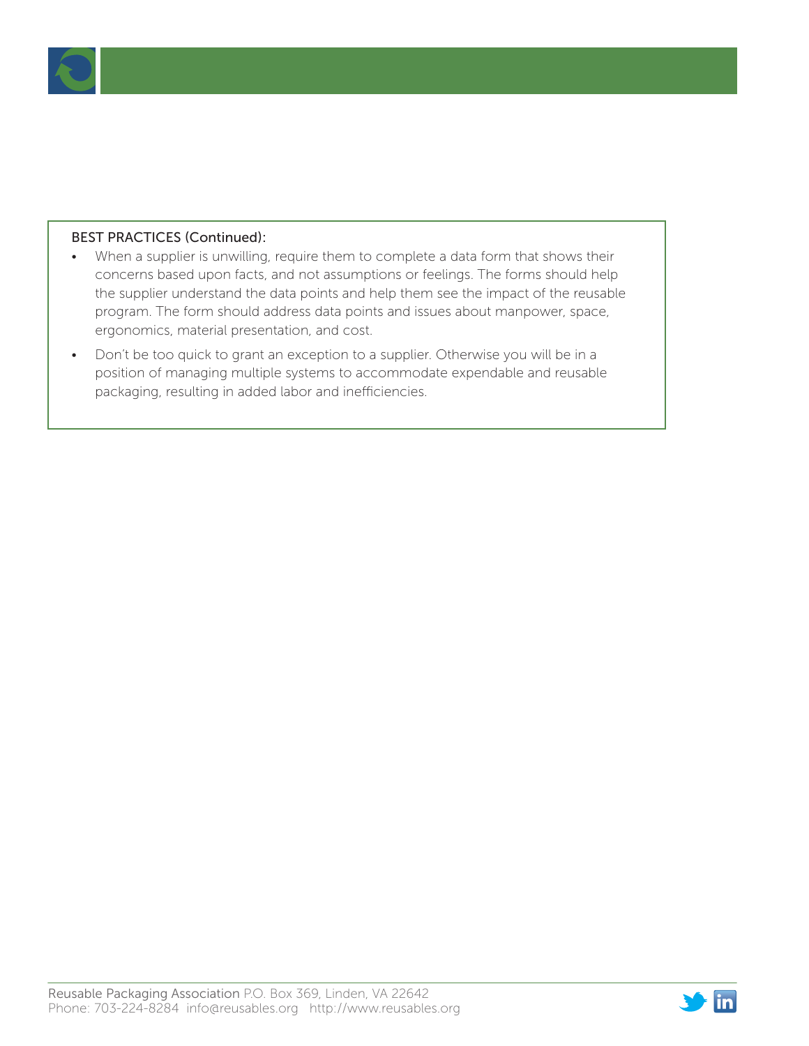BEST PRACTICES (Continued):

- When a supplier is unwilling, require them to complete a data form that shows their concerns based upon facts, and not assumptions or feelings. The forms should help the supplier understand the data points and help them see the impact of the reusable program. The form should address data points and issues about manpower, space, ergonomics, material presentation, and cost.
- Don't be too quick to grant an exception to a supplier. Otherwise you will be in a position of managing multiple systems to accommodate expendable and reusable packaging, resulting in added labor and inefficiencies.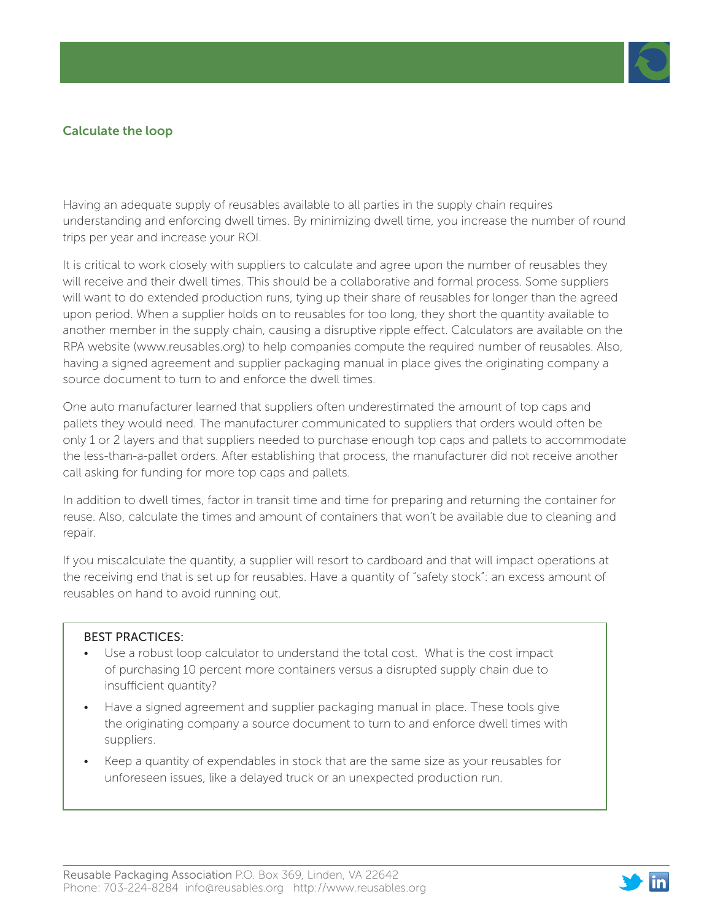## Calculate the loop

Having an adequate supply of reusables available to all parties in the supply chain requires understanding and enforcing dwell times. By minimizing dwell time, you increase the number of round trips per year and increase your ROI.

It is critical to work closely with suppliers to calculate and agree upon the number of reusables they will receive and their dwell times. This should be a collaborative and formal process. Some suppliers will want to do extended production runs, tying up their share of reusables for longer than the agreed upon period. When a supplier holds on to reusables for too long, they short the quantity available to another member in the supply chain, causing a disruptive ripple effect. Calculators are available on the RPA website (www.reusables.org) to help companies compute the required number of reusables. Also, having a signed agreement and supplier packaging manual in place gives the originating company a source document to turn to and enforce the dwell times.

One auto manufacturer learned that suppliers often underestimated the amount of top caps and pallets they would need. The manufacturer communicated to suppliers that orders would often be only 1 or 2 layers and that suppliers needed to purchase enough top caps and pallets to accommodate the less-than-a-pallet orders. After establishing that process, the manufacturer did not receive another call asking for funding for more top caps and pallets.

In addition to dwell times, factor in transit time and time for preparing and returning the container for reuse. Also, calculate the times and amount of containers that won't be available due to cleaning and repair.

If you miscalculate the quantity, a supplier will resort to cardboard and that will impact operations at the receiving end that is set up for reusables. Have a quantity of "safety stock": an excess amount of reusables on hand to avoid running out.

BEST PRACTICES:

- Use a robust loop calculator to understand the total cost. What is the cost impact of purchasing 10 percent more containers versus a disrupted supply chain due to insufficient quantity?
- Have a signed agreement and supplier packaging manual in place. These tools give the originating company a source document to turn to and enforce dwell times with suppliers.
- Keep a quantity of expendables in stock that are the same size as your reusables for unforeseen issues, like a delayed truck or an unexpected production run.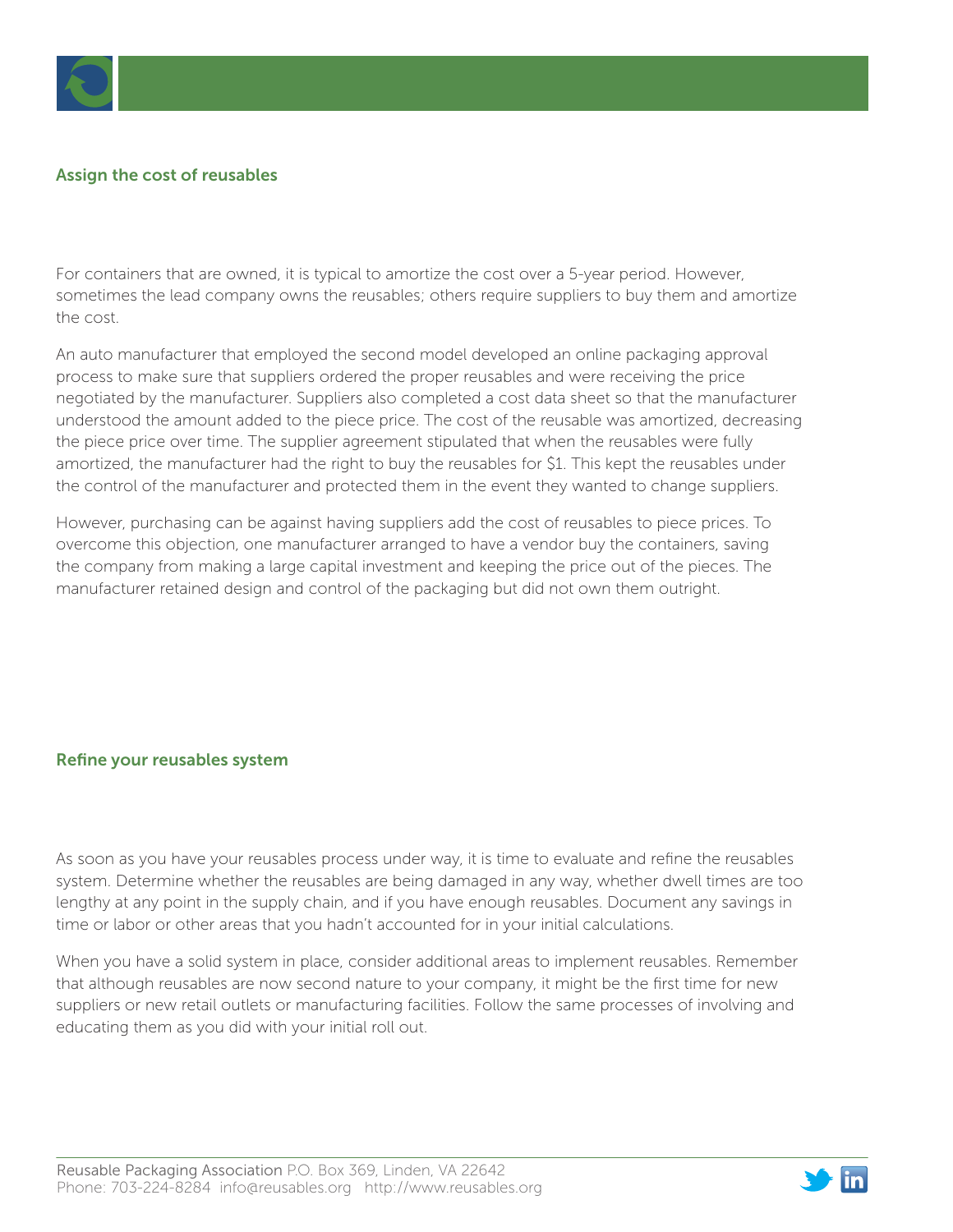## Assign the cost of reusables

For containers that are owned, it is typical to amortize the cost over a 5-year period. However, sometimes the lead company owns the reusables; others require suppliers to buy them and amortize the cost.

An auto manufacturer that employed the second model developed an online packaging approval process to make sure that suppliers ordered the proper reusables and were receiving the price negotiated by the manufacturer. Suppliers also completed a cost data sheet so that the manufacturer understood the amount added to the piece price. The cost of the reusable was amortized, decreasing the piece price over time. The supplier agreement stipulated that when the reusables were fully amortized, the manufacturer had the right to buy the reusables for $1. This kept the reusables under the control of the manufacturer and protected them in the event they wanted to change suppliers.

However, purchasing can be against having suppliers add the cost of reusables to piece prices. To overcome this objection, one manufacturer arranged to have a vendor buy the containers, saving the company from making a large capital investment and keeping the price out of the pieces. The manufacturer retained design and control of the packaging but did not own them outright.

## Refine your reusables system

As soon as you have your reusables process under way, it is time to evaluate and refine the reusables system. Determine whether the reusables are being damaged in any way, whether dwell times are too lengthy at any point in the supply chain, and if you have enough reusables. Document any savings in time or labor or other areas that you hadn't accounted for in your initial calculations.

When you have a solid system in place, consider additional areas to implement reusables. Remember that although reusables are now second nature to your company, it might be the first time for new suppliers or new retail outlets or manufacturing facilities. Follow the same processes of involving and educating them as you did with your initial roll out.